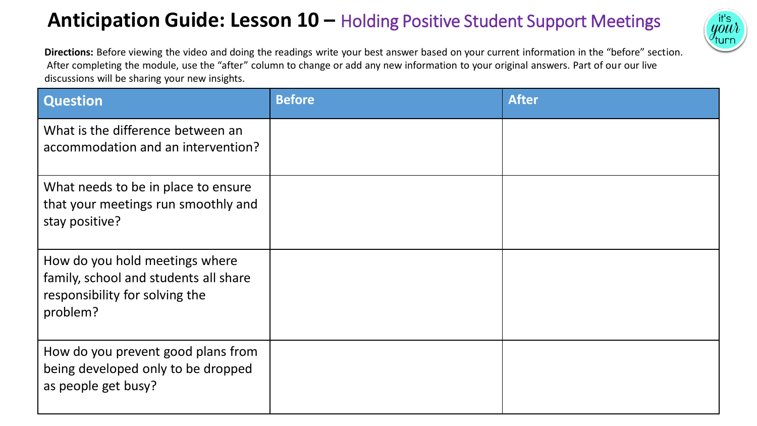# Anticipation Guide: Lesson 10 – Holding Positive Student Support Meetings

it's your turn

**Directions:** Before viewing the video and doing the readings write your best answer based on your current information in the "before" section. After completing the module, use the "after" column to change or add any new information to your original answers. Part of our our live discussions will be sharing your new insights.

| Question | Before | After |
|---|---|---|
| What is the difference between an accommodation and an intervention? | | |
| What needs to be in place to ensure that your meetings run smoothly and stay positive? | | |
| How do you hold meetings where family, school and students all share responsibility for solving the problem? | | |
| How do you prevent good plans from being developed only to be dropped as people get busy? | | |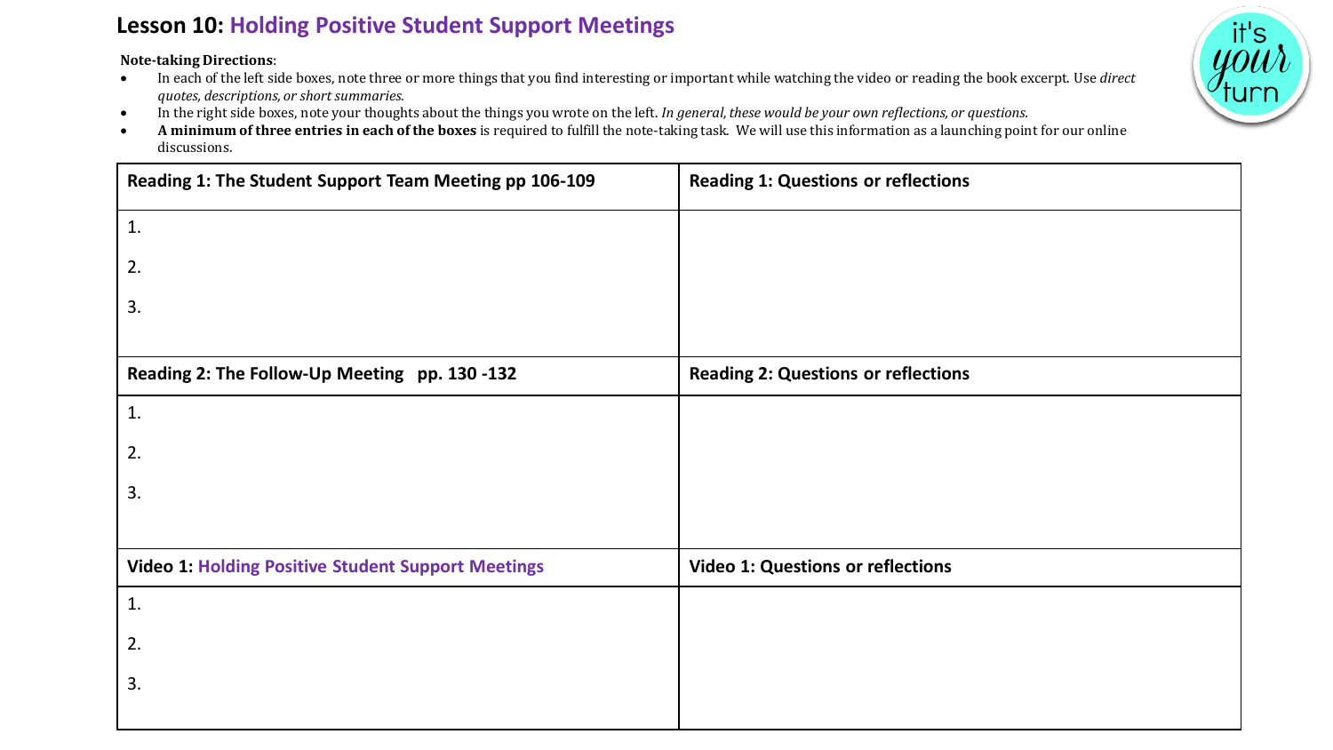# Lesson 10: Holding Positive Student Support Meetings

**Note-taking Directions**:

- In each of the left side boxes, note three or more things that you find interesting or important while watching the video or reading the book excerpt. Use *direct quotes, descriptions, or short summaries.*
- In the right side boxes, note your thoughts about the things you wrote on the left. *In general, these would be your own reflections, or questions.*
- **A minimum of three entries in each of the boxes** is required to fulfill the note-taking task. We will use this information as a launching point for our online discussions.

| Reading 1: The Student Support Team Meeting pp 106-109 | Reading 1: Questions or reflections |
|---|---|
| 1.<br>2.<br>3. | |
| **Reading 2: The Follow-Up Meeting pp. 130 -132** | **Reading 2: Questions or reflections** |
| 1.<br>2.<br>3. | |
| **Video 1: Holding Positive Student Support Meetings** | **Video 1: Questions or reflections** |
| 1.<br>2.<br>3. | |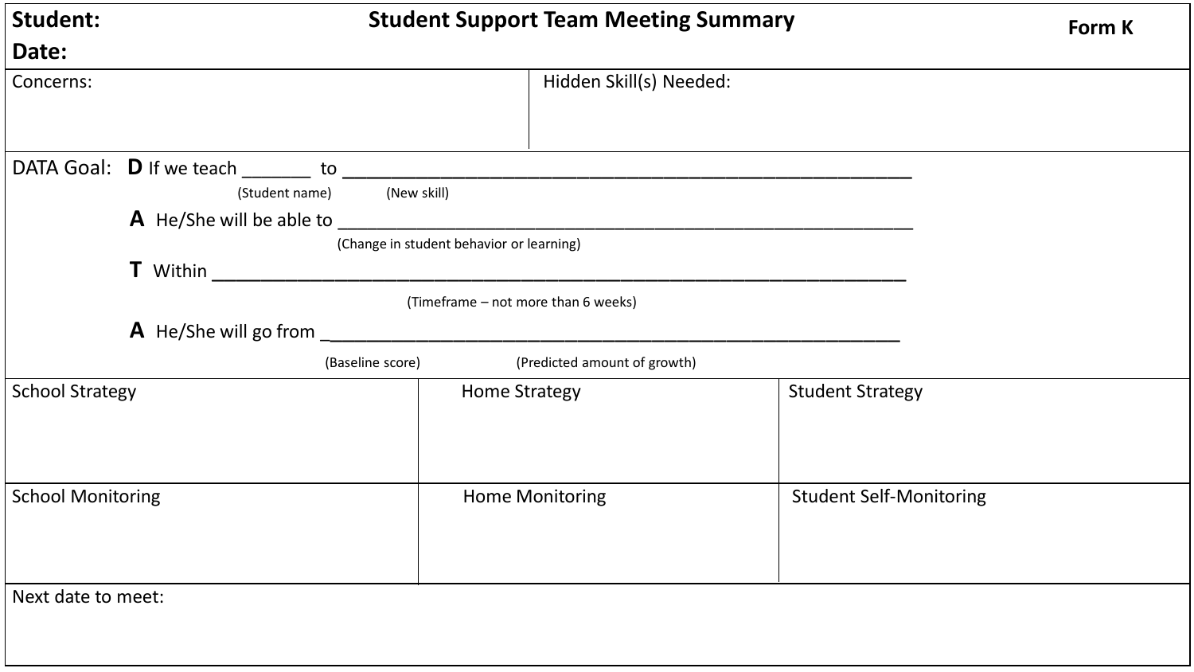**Student:**

**Date:**

# Student Support Team Meeting Summary

**Form K**

| Concerns: | Hidden Skill(s) Needed: |
| --- | --- |
| | |

DATA Goal:

**D** If we teach _______ to ____________________________________________

(Student name) (New skill)

**A** He/She will be able to ____________________________________________

(Change in student behavior or learning)

**T** Within ____________________________________________

(Timeframe – not more than 6 weeks)

**A** He/She will go from ____________________________________________

(Baseline score) (Predicted amount of growth)

| School Strategy | Home Strategy | Student Strategy |
| --- | --- | --- |
| | | |
| **School Monitoring** | **Home Monitoring** | **Student Self-Monitoring** |
| | | |

Next date to meet: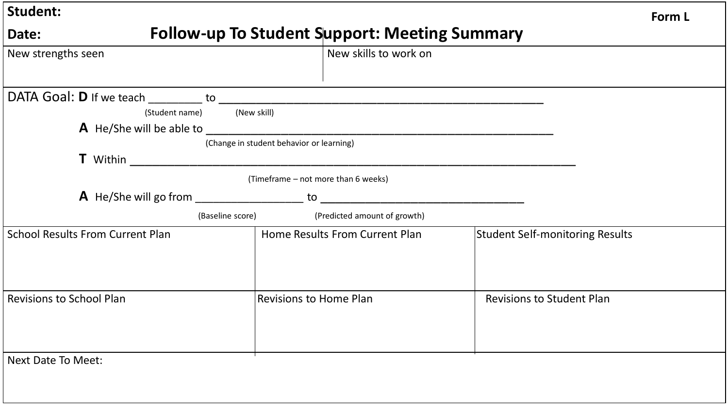**Student:**

**Date:**

**Form L**

# Follow-up To Student Support: Meeting Summary

| New strengths seen | New skills to work on |
| --- | --- |
| | |

DATA Goal: **D** If we teach ________ to ______________________________________________
(Student name) (New skill)

**A** He/She will be able to ______________________________________________________
(Change in student behavior or learning)

**T** Within ____________________________________________________________________
(Timeframe – not more than 6 weeks)

**A** He/She will go from _______________ to _____________________________
(Baseline score) (Predicted amount of growth)

| School Results From Current Plan | Home Results From Current Plan | Student Self-monitoring Results |
| --- | --- | --- |
| | | |
| **Revisions to School Plan** | **Revisions to Home Plan** | **Revisions to Student Plan** |
| | | |

Next Date To Meet: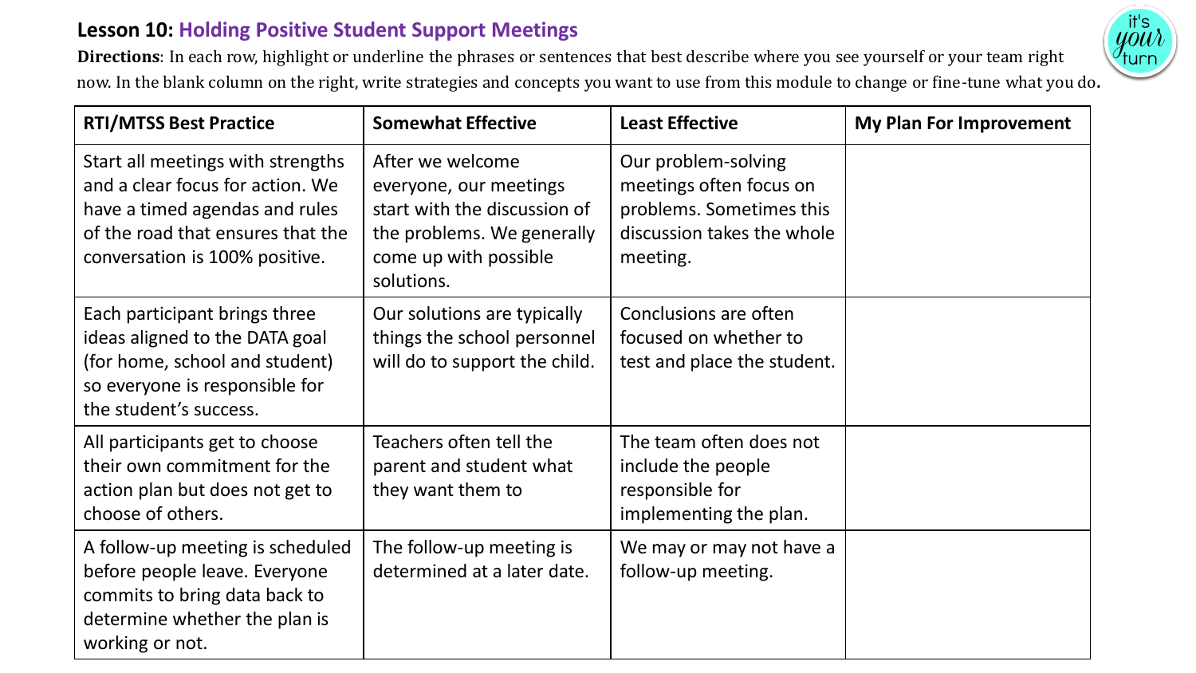**Lesson 10: Holding Positive Student Support Meetings**

**Directions**: In each row, highlight or underline the phrases or sentences that best describe where you see yourself or your team right now. In the blank column on the right, write strategies and concepts you want to use from this module to change or fine-tune what you do**.**

it's your turn

| RTI/MTSS Best Practice | Somewhat Effective | Least Effective | My Plan For Improvement |
|---|---|---|---|
| Start all meetings with strengths and a clear focus for action. We have a timed agendas and rules of the road that ensures that the conversation is 100% positive. | After we welcome everyone, our meetings start with the discussion of the problems. We generally come up with possible solutions. | Our problem-solving meetings often focus on problems. Sometimes this discussion takes the whole meeting. | |
| Each participant brings three ideas aligned to the DATA goal (for home, school and student) so everyone is responsible for the student's success. | Our solutions are typically things the school personnel will do to support the child. | Conclusions are often focused on whether to test and place the student. | |
| All participants get to choose their own commitment for the action plan but does not get to choose of others. | Teachers often tell the parent and student what they want them to | The team often does not include the people responsible for implementing the plan. | |
| A follow-up meeting is scheduled before people leave. Everyone commits to bring data back to determine whether the plan is working or not. | The follow-up meeting is determined at a later date. | We may or may not have a follow-up meeting. | |